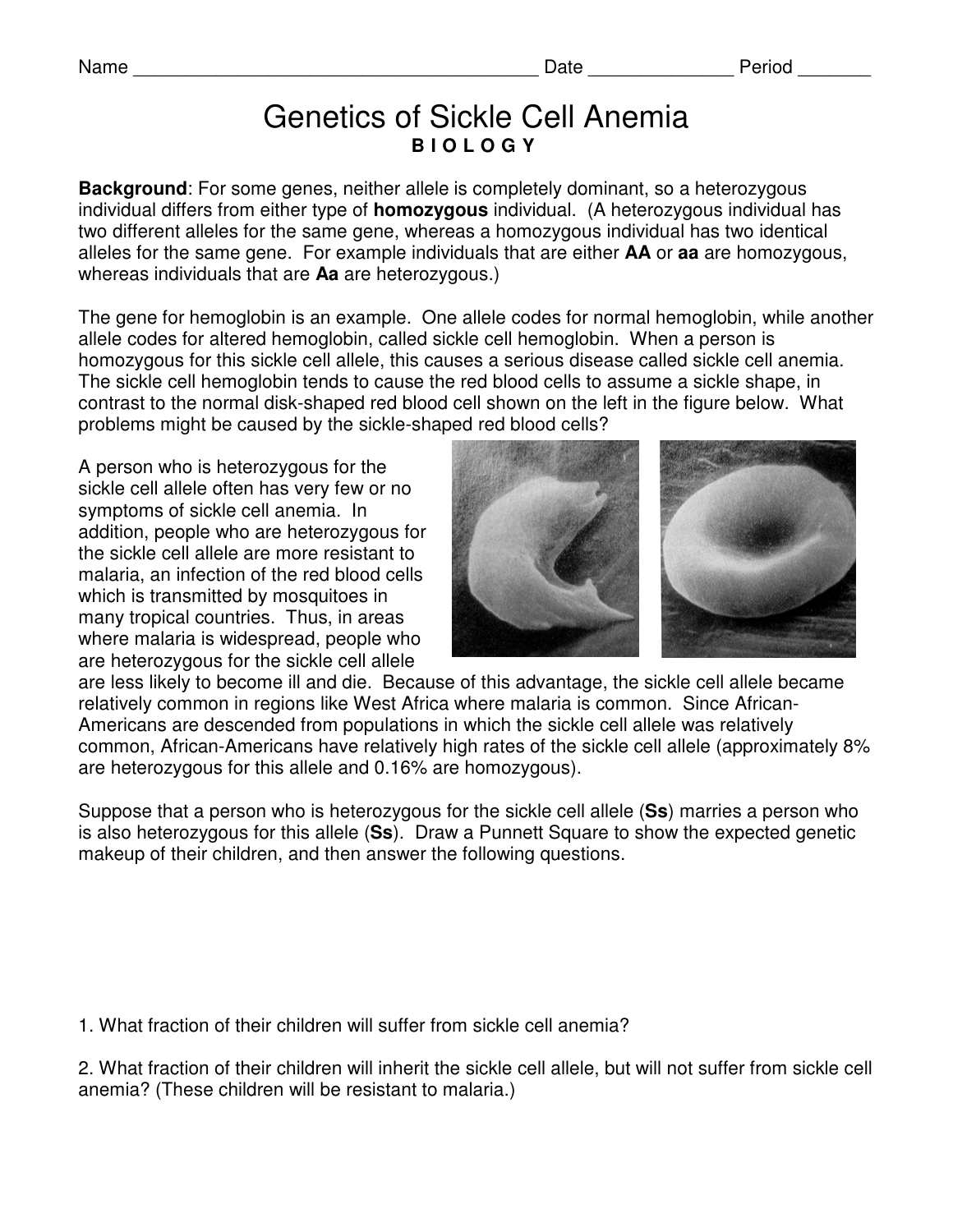Name _______________________________________ Date ______________ Period _______

# Genetics of Sickle Cell Anemia

**B I O L O G Y**

**Background**: For some genes, neither allele is completely dominant, so a heterozygous individual differs from either type of **homozygous** individual. (A heterozygous individual has two different alleles for the same gene, whereas a homozygous individual has two identical alleles for the same gene. For example individuals that are either **AA** or **aa** are homozygous, whereas individuals that are **Aa** are heterozygous.)

The gene for hemoglobin is an example. One allele codes for normal hemoglobin, while another allele codes for altered hemoglobin, called sickle cell hemoglobin. When a person is homozygous for this sickle cell allele, this causes a serious disease called sickle cell anemia. The sickle cell hemoglobin tends to cause the red blood cells to assume a sickle shape, in contrast to the normal disk-shaped red blood cell shown on the left in the figure below. What problems might be caused by the sickle-shaped red blood cells?

A person who is heterozygous for the sickle cell allele often has very few or no symptoms of sickle cell anemia. In addition, people who are heterozygous for the sickle cell allele are more resistant to malaria, an infection of the red blood cells which is transmitted by mosquitoes in many tropical countries. Thus, in areas where malaria is widespread, people who are heterozygous for the sickle cell allele are less likely to become ill and die. Because of this advantage, the sickle cell allele became relatively common in regions like West Africa where malaria is common. Since African-Americans are descended from populations in which the sickle cell allele was relatively common, African-Americans have relatively high rates of the sickle cell allele (approximately 8% are heterozygous for this allele and 0.16% are homozygous).

Suppose that a person who is heterozygous for the sickle cell allele (**Ss**) marries a person who is also heterozygous for this allele (**Ss**). Draw a Punnett Square to show the expected genetic makeup of their children, and then answer the following questions.

1. What fraction of their children will suffer from sickle cell anemia?

2. What fraction of their children will inherit the sickle cell allele, but will not suffer from sickle cell anemia? (These children will be resistant to malaria.)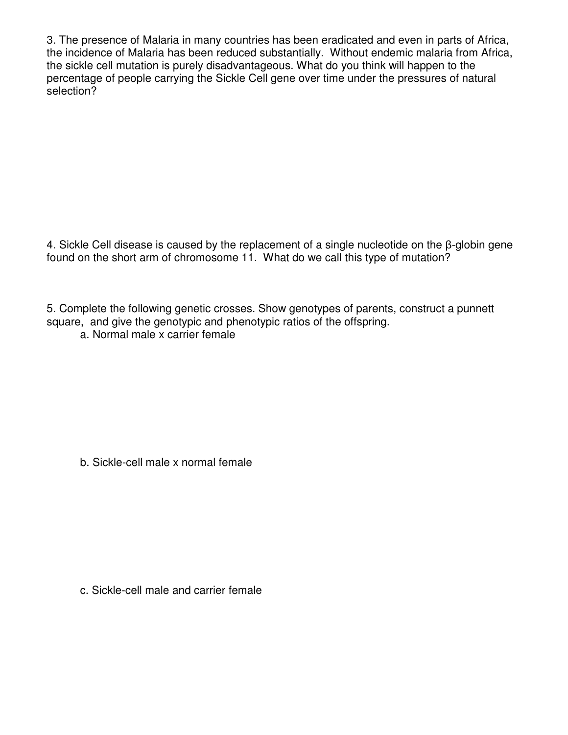3. The presence of Malaria in many countries has been eradicated and even in parts of Africa, the incidence of Malaria has been reduced substantially. Without endemic malaria from Africa, the sickle cell mutation is purely disadvantageous. What do you think will happen to the percentage of people carrying the Sickle Cell gene over time under the pressures of natural selection?

4. Sickle Cell disease is caused by the replacement of a single nucleotide on the β-globin gene found on the short arm of chromosome 11. What do we call this type of mutation?

5. Complete the following genetic crosses. Show genotypes of parents, construct a punnett square, and give the genotypic and phenotypic ratios of the offspring.

a. Normal male x carrier female

b. Sickle-cell male x normal female

c. Sickle-cell male and carrier female